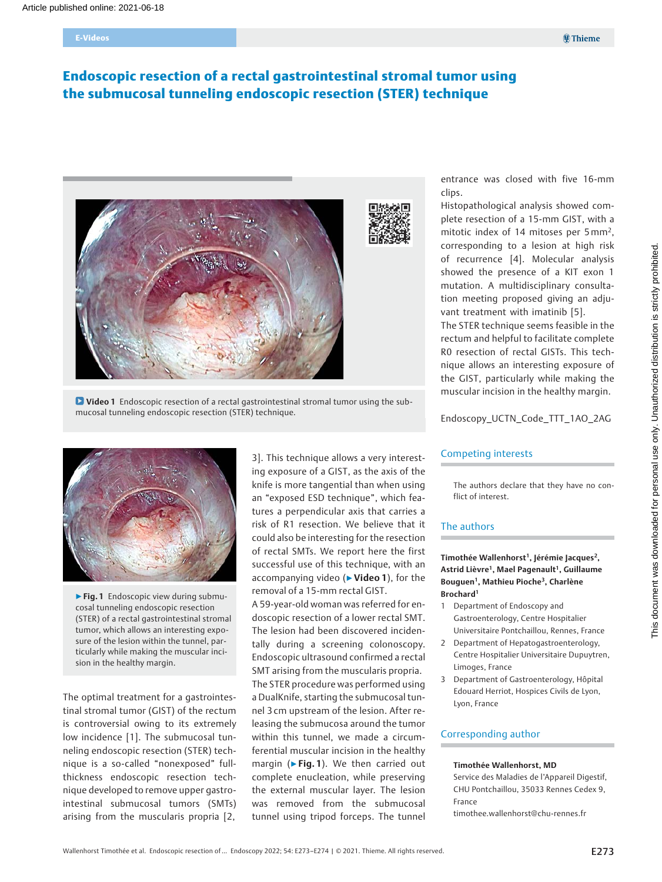# Endoscopic resection of a rectal gastrointestinal stromal tumor using the submucosal tunneling endoscopic resection (STER) technique

▶ **Video 1** Endoscopic resection of a rectal gastrointestinal stromal tumor using the submucosal tunneling endoscopic resection (STER) technique.

▶ **Fig. 1** Endoscopic view during submucosal tunneling endoscopic resection (STER) of a rectal gastrointestinal stromal tumor, which allows an interesting exposure of the lesion within the tunnel, particularly while making the muscular incision in the healthy margin.

The optimal treatment for a gastrointestinal stromal tumor (GIST) of the rectum is controversial owing to its extremely low incidence [1]. The submucosal tunneling endoscopic resection (STER) technique is a so-called "nonexposed" full-thickness endoscopic resection technique developed to remove upper gastrointestinal submucosal tumors (SMTs) arising from the muscularis propria [2, 3]. This technique allows a very interesting exposure of a GIST, as the axis of the knife is more tangential than when using an "exposed ESD technique", which features a perpendicular axis that carries a risk of R1 resection. We believe that it could also be interesting for the resection of rectal SMTs. We report here the first successful use of this technique, with an accompanying video (▶ **Video 1**), for the removal of a 15-mm rectal GIST.

A 59-year-old woman was referred for endoscopic resection of a lower rectal SMT. The lesion had been discovered incidentally during a screening colonoscopy. Endoscopic ultrasound confirmed a rectal SMT arising from the muscularis propria.

The STER procedure was performed using a DualKnife, starting the submucosal tunnel 3 cm upstream of the lesion. After releasing the submucosa around the tumor within this tunnel, we made a circumferential muscular incision in the healthy margin (▶ **Fig. 1**). We then carried out complete enucleation, while preserving the external muscular layer. The lesion was removed from the submucosal tunnel using tripod forceps. The tunnel entrance was closed with five 16-mm clips.

Histopathological analysis showed complete resection of a 15-mm GIST, with a mitotic index of 14 mitoses per 5 $mm^2$, corresponding to a lesion at high risk of recurrence [4]. Molecular analysis showed the presence of a KIT exon 1 mutation. A multidisciplinary consultation meeting proposed giving an adjuvant treatment with imatinib [5].

The STER technique seems feasible in the rectum and helpful to facilitate complete R0 resection of rectal GISTs. This technique allows an interesting exposure of the GIST, particularly while making the muscular incision in the healthy margin.

Endoscopy_UCTN_Code_TTT_1AO_2AG

## Competing interests

The authors declare that they have no conflict of interest.

## The authors

**Timothée Wallenhorst[1], Jérémie Jacques[2], Astrid Lièvre[1], Mael Pagenault[1], Guillaume Bouguen[1], Mathieu Pioche[3], Charlène Brochard[1]**

1. Department of Endoscopy and Gastroenterology, Centre Hospitalier Universitaire Pontchaillou, Rennes, France
2. Department of Hepatogastroenterology, Centre Hospitalier Universitaire Dupuytren, Limoges, France
3. Department of Gastroenterology, Hôpital Edouard Herriot, Hospices Civils de Lyon, Lyon, France

## Corresponding author

**Timothée Wallenhorst, MD**
Service des Maladies de l'Appareil Digestif, CHU Pontchaillou, 35033 Rennes Cedex 9, France
timothee.wallenhorst@chu-rennes.fr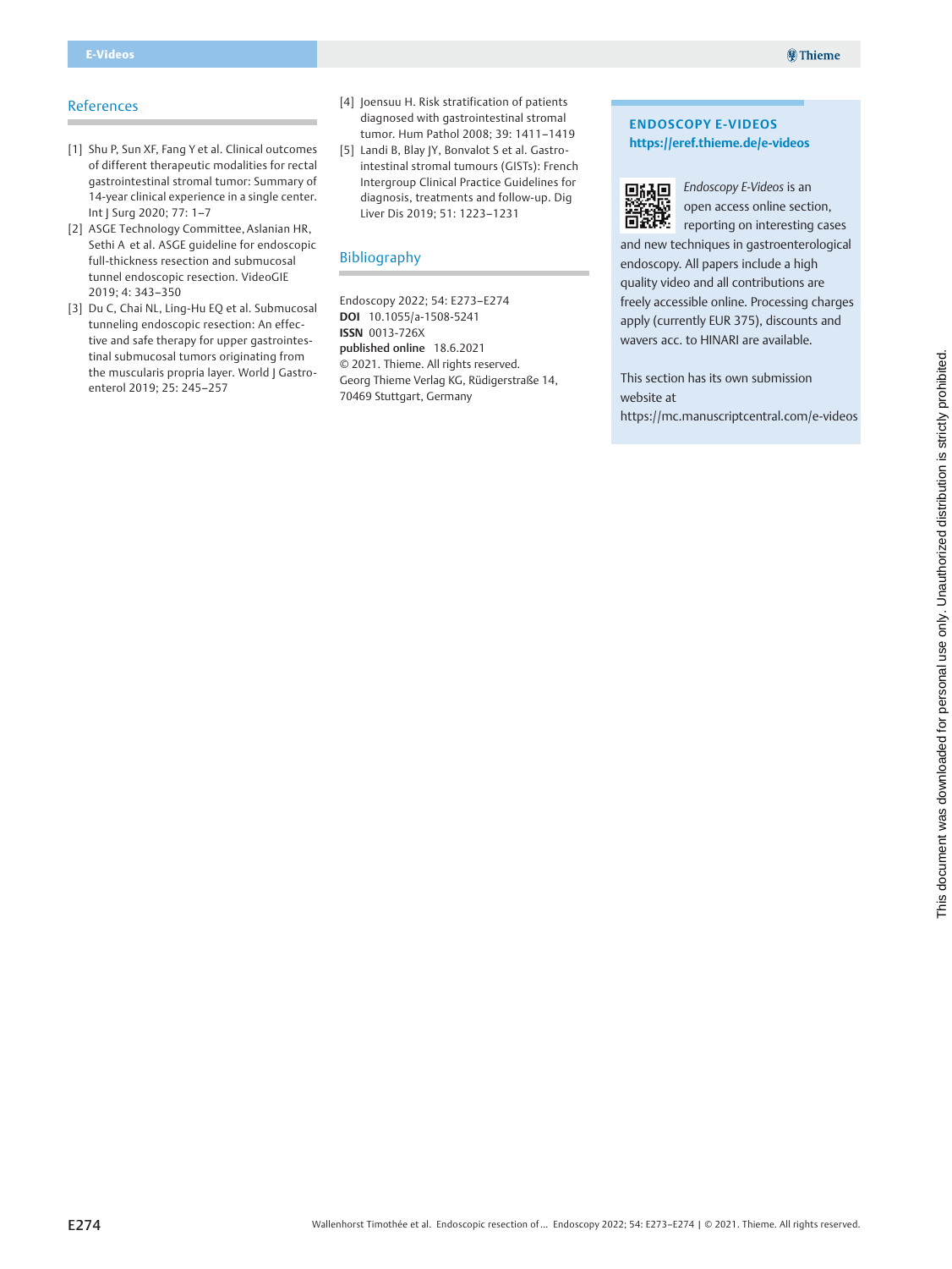## References

[1] Shu P, Sun XF, Fang Y et al. Clinical outcomes of different therapeutic modalities for rectal gastrointestinal stromal tumor: Summary of 14-year clinical experience in a single center. Int J Surg 2020; 77: 1–7

[2] ASGE Technology Committee, Aslanian HR, Sethi A et al. ASGE guideline for endoscopic full-thickness resection and submucosal tunnel endoscopic resection. VideoGIE 2019; 4: 343–350

[3] Du C, Chai NL, Ling-Hu EQ et al. Submucosal tunneling endoscopic resection: An effective and safe therapy for upper gastrointestinal submucosal tumors originating from the muscularis propria layer. World J Gastroenterol 2019; 25: 245–257

[4] Joensuu H. Risk stratification of patients diagnosed with gastrointestinal stromal tumor. Hum Pathol 2008; 39: 1411–1419

[5] Landi B, Blay JY, Bonvalot S et al. Gastrointestinal stromal tumours (GISTs): French Intergroup Clinical Practice Guidelines for diagnosis, treatments and follow-up. Dig Liver Dis 2019; 51: 1223–1231

## Bibliography

Endoscopy 2022; 54: E273–E274
**DOI** 10.1055/a-1508-5241
**ISSN** 0013-726X
**published online** 18.6.2021
© 2021. Thieme. All rights reserved.
Georg Thieme Verlag KG, Rüdigerstraße 14, 70469 Stuttgart, Germany

**ENDOSCOPY E-VIDEOS**
**https://eref.thieme.de/e-videos**

*Endoscopy E-Videos* is an open access online section, reporting on interesting cases and new techniques in gastroenterological endoscopy. All papers include a high quality video and all contributions are freely accessible online. Processing charges apply (currently EUR 375), discounts and wavers acc. to HINARI are available.

This section has its own submission website at https://mc.manuscriptcentral.com/e-videos